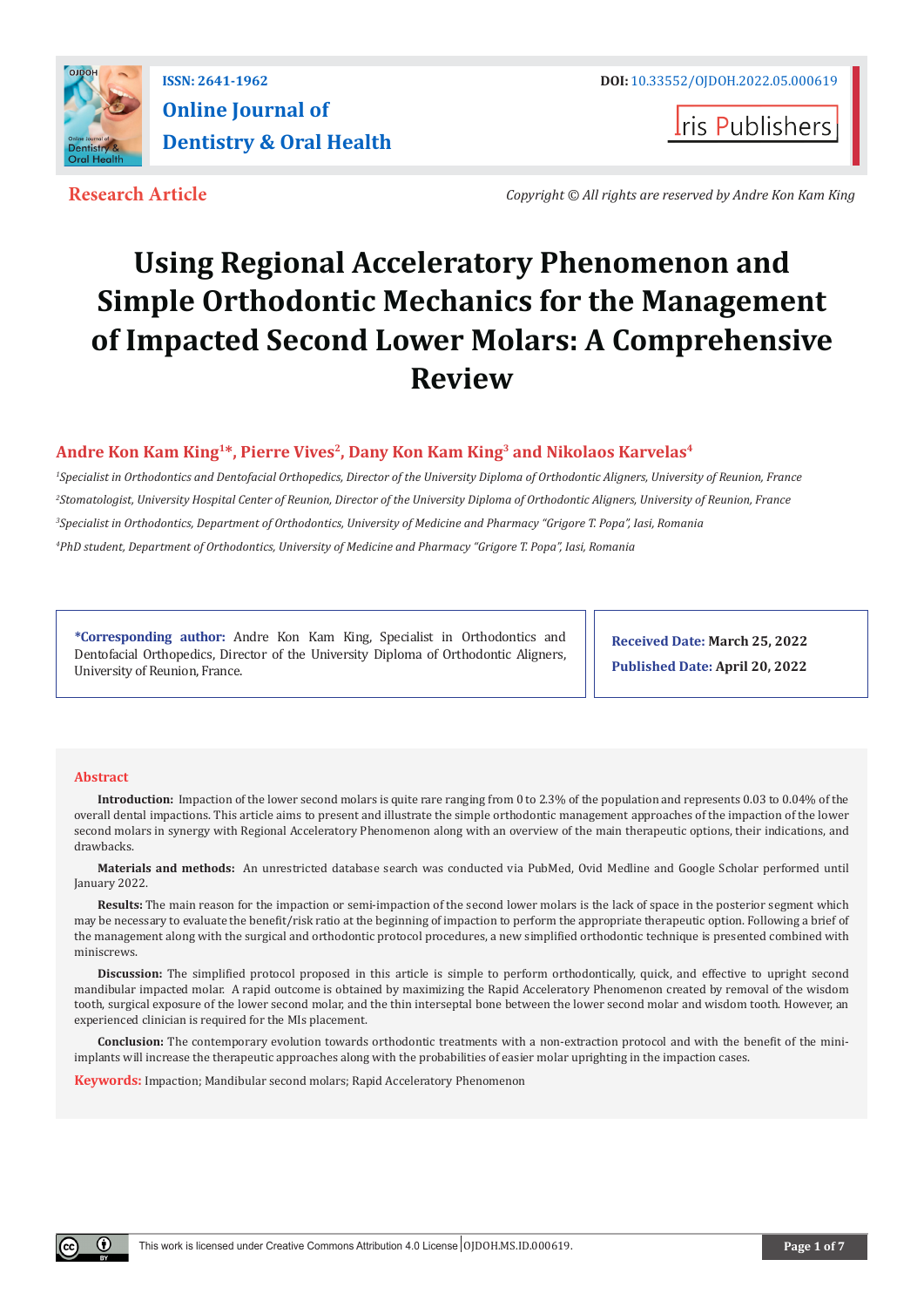ISSN: 2641-1962

Online Journal of Dentistry & Oral Health

DOI: 10.33552/OJDOH.2022.05.000619

Iris Publishers

**Research Article**

*Copyright © All rights are reserved by Andre Kon Kam King*

# Using Regional Acceleratory Phenomenon and Simple Orthodontic Mechanics for the Management of Impacted Second Lower Molars: A Comprehensive Review

**Andre Kon Kam King[1]\*, Pierre Vives[2], Dany Kon Kam King[3] and Nikolaos Karvelas[4]**

*[1]Specialist in Orthodontics and Dentofacial Orthopedics, Director of the University Diploma of Orthodontic Aligners, University of Reunion, France*

*[2]Stomatologist, University Hospital Center of Reunion, Director of the University Diploma of Orthodontic Aligners, University of Reunion, France*

*[3]Specialist in Orthodontics, Department of Orthodontics, University of Medicine and Pharmacy "Grigore T. Popa", Iasi, Romania*

*[4]PhD student, Department of Orthodontics, University of Medicine and Pharmacy "Grigore T. Popa", Iasi, Romania*

**\*Corresponding author:** Andre Kon Kam King, Specialist in Orthodontics and Dentofacial Orthopedics, Director of the University Diploma of Orthodontic Aligners, University of Reunion, France.

**Received Date:** March 25, 2022

**Published Date:** April 20, 2022

## Abstract

**Introduction:** Impaction of the lower second molars is quite rare ranging from 0 to 2.3% of the population and represents 0.03 to 0.04% of the overall dental impactions. This article aims to present and illustrate the simple orthodontic management approaches of the impaction of the lower second molars in synergy with Regional Acceleratory Phenomenon along with an overview of the main therapeutic options, their indications, and drawbacks.

**Materials and methods:** An unrestricted database search was conducted via PubMed, Ovid Medline and Google Scholar performed until January 2022.

**Results:** The main reason for the impaction or semi-impaction of the second lower molars is the lack of space in the posterior segment which may be necessary to evaluate the benefit/risk ratio at the beginning of impaction to perform the appropriate therapeutic option. Following a brief of the management along with the surgical and orthodontic protocol procedures, a new simplified orthodontic technique is presented combined with miniscrews.

**Discussion:** The simplified protocol proposed in this article is simple to perform orthodontically, quick, and effective to upright second mandibular impacted molar. A rapid outcome is obtained by maximizing the Rapid Acceleratory Phenomenon created by removal of the wisdom tooth, surgical exposure of the lower second molar, and the thin interseptal bone between the lower second molar and wisdom tooth. However, an experienced clinician is required for the MIs placement.

**Conclusion:** The contemporary evolution towards orthodontic treatments with a non-extraction protocol and with the benefit of the mini-implants will increase the therapeutic approaches along with the probabilities of easier molar uprighting in the impaction cases.

**Keywords:** Impaction; Mandibular second molars; Rapid Acceleratory Phenomenon

This work is licensed under Creative Commons Attribution 4.0 License | OJDOH.MS.ID.000619.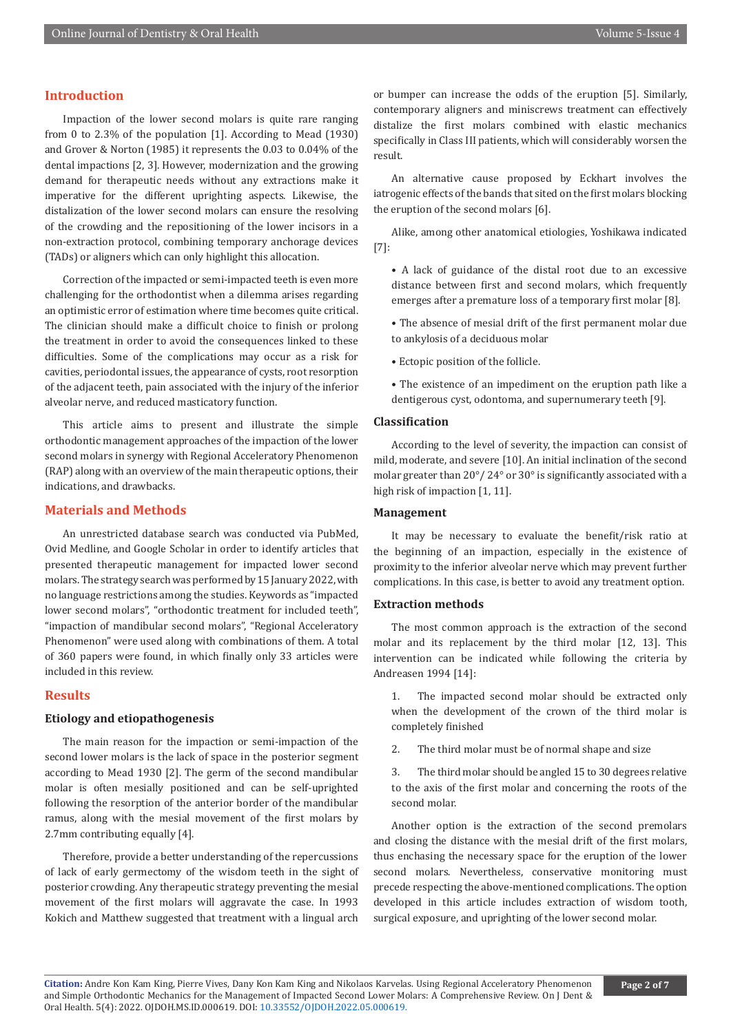## Introduction

Impaction of the lower second molars is quite rare ranging from 0 to 2.3% of the population [1]. According to Mead (1930) and Grover & Norton (1985) it represents the 0.03 to 0.04% of the dental impactions [2, 3]. However, modernization and the growing demand for therapeutic needs without any extractions make it imperative for the different uprighting aspects. Likewise, the distalization of the lower second molars can ensure the resolving of the crowding and the repositioning of the lower incisors in a non-extraction protocol, combining temporary anchorage devices (TADs) or aligners which can only highlight this allocation.

Correction of the impacted or semi-impacted teeth is even more challenging for the orthodontist when a dilemma arises regarding an optimistic error of estimation where time becomes quite critical. The clinician should make a difficult choice to finish or prolong the treatment in order to avoid the consequences linked to these difficulties. Some of the complications may occur as a risk for cavities, periodontal issues, the appearance of cysts, root resorption of the adjacent teeth, pain associated with the injury of the inferior alveolar nerve, and reduced masticatory function.

This article aims to present and illustrate the simple orthodontic management approaches of the impaction of the lower second molars in synergy with Regional Acceleratory Phenomenon (RAP) along with an overview of the main therapeutic options, their indications, and drawbacks.

## Materials and Methods

An unrestricted database search was conducted via PubMed, Ovid Medline, and Google Scholar in order to identify articles that presented therapeutic management for impacted lower second molars. The strategy search was performed by 15 January 2022, with no language restrictions among the studies. Keywords as "impacted lower second molars", "orthodontic treatment for included teeth", "impaction of mandibular second molars", "Regional Acceleratory Phenomenon" were used along with combinations of them. A total of 360 papers were found, in which finally only 33 articles were included in this review.

## Results

### Etiology and etiopathogenesis

The main reason for the impaction or semi-impaction of the second lower molars is the lack of space in the posterior segment according to Mead 1930 [2]. The germ of the second mandibular molar is often mesially positioned and can be self-uprighted following the resorption of the anterior border of the mandibular ramus, along with the mesial movement of the first molars by 2.7mm contributing equally [4].

Therefore, provide a better understanding of the repercussions of lack of early germectomy of the wisdom teeth in the sight of posterior crowding. Any therapeutic strategy preventing the mesial movement of the first molars will aggravate the case. In 1993 Kokich and Matthew suggested that treatment with a lingual arch or bumper can increase the odds of the eruption [5]. Similarly, contemporary aligners and miniscrews treatment can effectively distalize the first molars combined with elastic mechanics specifically in Class III patients, which will considerably worsen the result.

An alternative cause proposed by Eckhart involves the iatrogenic effects of the bands that sited on the first molars blocking the eruption of the second molars [6].

Alike, among other anatomical etiologies, Yoshikawa indicated [7]:

- A lack of guidance of the distal root due to an excessive distance between first and second molars, which frequently emerges after a premature loss of a temporary first molar [8].
- The absence of mesial drift of the first permanent molar due to ankylosis of a deciduous molar
- Ectopic position of the follicle.
- The existence of an impediment on the eruption path like a dentigerous cyst, odontoma, and supernumerary teeth [9].

### Classification

According to the level of severity, the impaction can consist of mild, moderate, and severe [10]. An initial inclination of the second molar greater than 20°/ 24° or 30° is significantly associated with a high risk of impaction [1, 11].

### Management

It may be necessary to evaluate the benefit/risk ratio at the beginning of an impaction, especially in the existence of proximity to the inferior alveolar nerve which may prevent further complications. In this case, is better to avoid any treatment option.

### Extraction methods

The most common approach is the extraction of the second molar and its replacement by the third molar [12, 13]. This intervention can be indicated while following the criteria by Andreasen 1994 [14]:

1. The impacted second molar should be extracted only when the development of the crown of the third molar is completely finished
2. The third molar must be of normal shape and size
3. The third molar should be angled 15 to 30 degrees relative to the axis of the first molar and concerning the roots of the second molar.

Another option is the extraction of the second premolars and closing the distance with the mesial drift of the first molars, thus enchasing the necessary space for the eruption of the lower second molars. Nevertheless, conservative monitoring must precede respecting the above-mentioned complications. The option developed in this article includes extraction of wisdom tooth, surgical exposure, and uprighting of the lower second molar.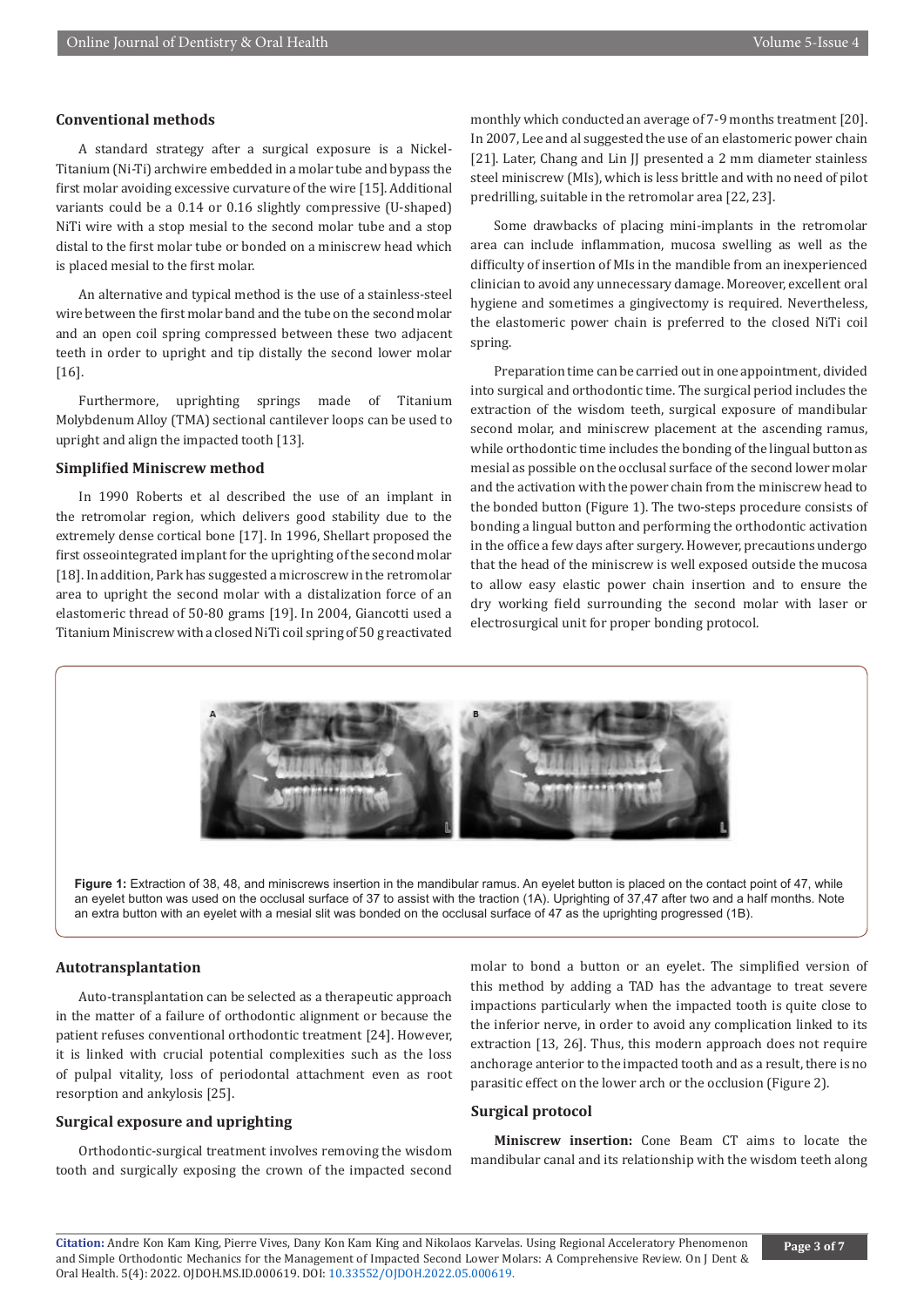## Conventional methods

A standard strategy after a surgical exposure is a Nickel-Titanium (Ni-Ti) archwire embedded in a molar tube and bypass the first molar avoiding excessive curvature of the wire [15]. Additional variants could be a 0.14 or 0.16 slightly compressive (U-shaped) NiTi wire with a stop mesial to the second molar tube and a stop distal to the first molar tube or bonded on a miniscrew head which is placed mesial to the first molar.

An alternative and typical method is the use of a stainless-steel wire between the first molar band and the tube on the second molar and an open coil spring compressed between these two adjacent teeth in order to upright and tip distally the second lower molar [16].

Furthermore, uprighting springs made of Titanium Molybdenum Alloy (TMA) sectional cantilever loops can be used to upright and align the impacted tooth [13].

## Simplified Miniscrew method

In 1990 Roberts et al described the use of an implant in the retromolar region, which delivers good stability due to the extremely dense cortical bone [17]. In 1996, Shellart proposed the first osseointegrated implant for the uprighting of the second molar [18]. In addition, Park has suggested a microscrew in the retromolar area to upright the second molar with a distalization force of an elastomeric thread of 50-80 grams [19]. In 2004, Giancotti used a Titanium Miniscrew with a closed NiTi coil spring of 50 g reactivated monthly which conducted an average of 7-9 months treatment [20]. In 2007, Lee and al suggested the use of an elastomeric power chain [21]. Later, Chang and Lin JJ presented a 2 mm diameter stainless steel miniscrew (MIs), which is less brittle and with no need of pilot predrilling, suitable in the retromolar area [22, 23].

Some drawbacks of placing mini-implants in the retromolar area can include inflammation, mucosa swelling as well as the difficulty of insertion of MIs in the mandible from an inexperienced clinician to avoid any unnecessary damage. Moreover, excellent oral hygiene and sometimes a gingivectomy is required. Nevertheless, the elastomeric power chain is preferred to the closed NiTi coil spring.

Preparation time can be carried out in one appointment, divided into surgical and orthodontic time. The surgical period includes the extraction of the wisdom teeth, surgical exposure of mandibular second molar, and miniscrew placement at the ascending ramus, while orthodontic time includes the bonding of the lingual button as mesial as possible on the occlusal surface of the second lower molar and the activation with the power chain from the miniscrew head to the bonded button (Figure 1). The two-steps procedure consists of bonding a lingual button and performing the orthodontic activation in the office a few days after surgery. However, precautions undergo that the head of the miniscrew is well exposed outside the mucosa to allow easy elastic power chain insertion and to ensure the dry working field surrounding the second molar with laser or electrosurgical unit for proper bonding protocol.

**Figure 1:** Extraction of 38, 48, and miniscrews insertion in the mandibular ramus. An eyelet button is placed on the contact point of 47, while an eyelet button was used on the occlusal surface of 37 to assist with the traction (1A). Uprighting of 37,47 after two and a half months. Note an extra button with an eyelet with a mesial slit was bonded on the occlusal surface of 47 as the uprighting progressed (1B).

## Autotransplantation

Auto-transplantation can be selected as a therapeutic approach in the matter of a failure of orthodontic alignment or because the patient refuses conventional orthodontic treatment [24]. However, it is linked with crucial potential complexities such as the loss of pulpal vitality, loss of periodontal attachment even as root resorption and ankylosis [25].

## Surgical exposure and uprighting

Orthodontic-surgical treatment involves removing the wisdom tooth and surgically exposing the crown of the impacted second molar to bond a button or an eyelet. The simplified version of this method by adding a TAD has the advantage to treat severe impactions particularly when the impacted tooth is quite close to the inferior nerve, in order to avoid any complication linked to its extraction [13, 26]. Thus, this modern approach does not require anchorage anterior to the impacted tooth and as a result, there is no parasitic effect on the lower arch or the occlusion (Figure 2).

## Surgical protocol

**Miniscrew insertion:** Cone Beam CT aims to locate the mandibular canal and its relationship with the wisdom teeth along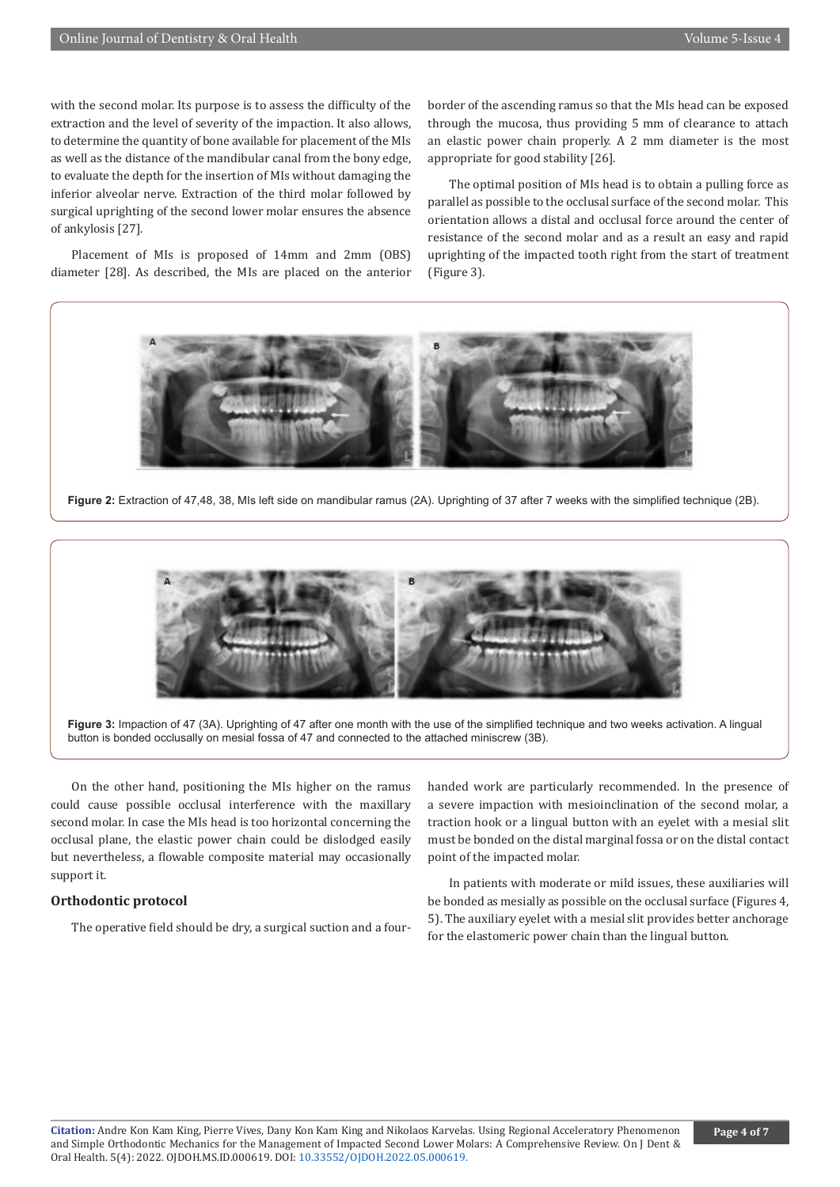with the second molar. Its purpose is to assess the difficulty of the extraction and the level of severity of the impaction. It also allows, to determine the quantity of bone available for placement of the MIs as well as the distance of the mandibular canal from the bony edge, to evaluate the depth for the insertion of MIs without damaging the inferior alveolar nerve. Extraction of the third molar followed by surgical uprighting of the second lower molar ensures the absence of ankylosis [27].

Placement of MIs is proposed of 14mm and 2mm (OBS) diameter [28]. As described, the MIs are placed on the anterior border of the ascending ramus so that the MIs head can be exposed through the mucosa, thus providing 5 mm of clearance to attach an elastic power chain properly. A 2 mm diameter is the most appropriate for good stability [26].

The optimal position of MIs head is to obtain a pulling force as parallel as possible to the occlusal surface of the second molar. This orientation allows a distal and occlusal force around the center of resistance of the second molar and as a result an easy and rapid uprighting of the impacted tooth right from the start of treatment (Figure 3).

**Figure 2:** Extraction of 47,48, 38, MIs left side on mandibular ramus (2A). Uprighting of 37 after 7 weeks with the simplified technique (2B).

**Figure 3:** Impaction of 47 (3A). Uprighting of 47 after one month with the use of the simplified technique and two weeks activation. A lingual button is bonded occlusally on mesial fossa of 47 and connected to the attached miniscrew (3B).

On the other hand, positioning the MIs higher on the ramus could cause possible occlusal interference with the maxillary second molar. In case the MIs head is too horizontal concerning the occlusal plane, the elastic power chain could be dislodged easily but nevertheless, a flowable composite material may occasionally support it.

## Orthodontic protocol

The operative field should be dry, a surgical suction and a four-handed work are particularly recommended. In the presence of a severe impaction with mesioinclination of the second molar, a traction hook or a lingual button with an eyelet with a mesial slit must be bonded on the distal marginal fossa or on the distal contact point of the impacted molar.

In patients with moderate or mild issues, these auxiliaries will be bonded as mesially as possible on the occlusal surface (Figures 4, 5). The auxiliary eyelet with a mesial slit provides better anchorage for the elastomeric power chain than the lingual button.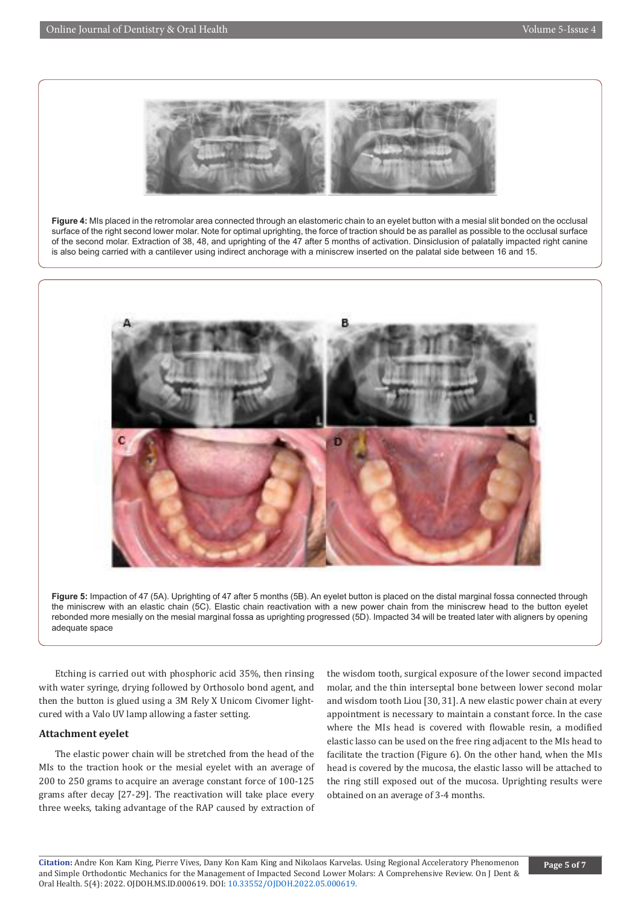**Figure 4:** MIs placed in the retromolar area connected through an elastomeric chain to an eyelet button with a mesial slit bonded on the occlusal surface of the right second lower molar. Note for optimal uprighting, the force of traction should be as parallel as possible to the occlusal surface of the second molar. Extraction of 38, 48, and uprighting of the 47 after 5 months of activation. Dinsiclusion of palatally impacted right canine is also being carried with a cantilever using indirect anchorage with a miniscrew inserted on the palatal side between 16 and 15.

**Figure 5:** Impaction of 47 (5A). Uprighting of 47 after 5 months (5B). An eyelet button is placed on the distal marginal fossa connected through the miniscrew with an elastic chain (5C). Elastic chain reactivation with a new power chain from the miniscrew head to the button eyelet rebonded more mesially on the mesial marginal fossa as uprighting progressed (5D). Impacted 34 will be treated later with aligners by opening adequate space

Etching is carried out with phosphoric acid 35%, then rinsing with water syringe, drying followed by Orthosolo bond agent, and then the button is glued using a 3M Rely X Unicom Civomer light-cured with a Valo UV lamp allowing a faster setting.

### Attachment eyelet

The elastic power chain will be stretched from the head of the MIs to the traction hook or the mesial eyelet with an average of 200 to 250 grams to acquire an average constant force of 100-125 grams after decay [27-29]. The reactivation will take place every three weeks, taking advantage of the RAP caused by extraction of the wisdom tooth, surgical exposure of the lower second impacted molar, and the thin interseptal bone between lower second molar and wisdom tooth Liou [30, 31]. A new elastic power chain at every appointment is necessary to maintain a constant force. In the case where the MIs head is covered with flowable resin, a modified elastic lasso can be used on the free ring adjacent to the MIs head to facilitate the traction (Figure 6). On the other hand, when the MIs head is covered by the mucosa, the elastic lasso will be attached to the ring still exposed out of the mucosa. Uprighting results were obtained on an average of 3-4 months.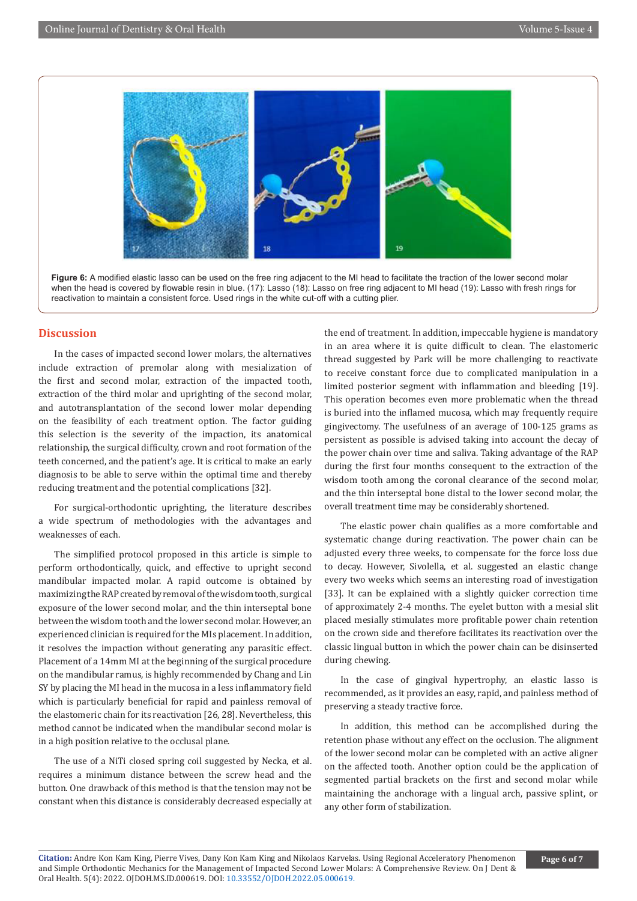**Figure 6:** A modified elastic lasso can be used on the free ring adjacent to the MI head to facilitate the traction of the lower second molar when the head is covered by flowable resin in blue. (17): Lasso (18): Lasso on free ring adjacent to MI head (19): Lasso with fresh rings for reactivation to maintain a consistent force. Used rings in the white cut-off with a cutting plier.

## Discussion

In the cases of impacted second lower molars, the alternatives include extraction of premolar along with mesialization of the first and second molar, extraction of the impacted tooth, extraction of the third molar and uprighting of the second molar, and autotransplantation of the second lower molar depending on the feasibility of each treatment option. The factor guiding this selection is the severity of the impaction, its anatomical relationship, the surgical difficulty, crown and root formation of the teeth concerned, and the patient's age. It is critical to make an early diagnosis to be able to serve within the optimal time and thereby reducing treatment and the potential complications [32].

For surgical-orthodontic uprighting, the literature describes a wide spectrum of methodologies with the advantages and weaknesses of each.

The simplified protocol proposed in this article is simple to perform orthodontically, quick, and effective to upright second mandibular impacted molar. A rapid outcome is obtained by maximizing the RAP created by removal of the wisdom tooth, surgical exposure of the lower second molar, and the thin interseptal bone between the wisdom tooth and the lower second molar. However, an experienced clinician is required for the MIs placement. In addition, it resolves the impaction without generating any parasitic effect. Placement of a 14mm MI at the beginning of the surgical procedure on the mandibular ramus, is highly recommended by Chang and Lin SY by placing the MI head in the mucosa in a less inflammatory field which is particularly beneficial for rapid and painless removal of the elastomeric chain for its reactivation [26, 28]. Nevertheless, this method cannot be indicated when the mandibular second molar is in a high position relative to the occlusal plane.

The use of a NiTi closed spring coil suggested by Necka, et al. requires a minimum distance between the screw head and the button. One drawback of this method is that the tension may not be constant when this distance is considerably decreased especially at the end of treatment. In addition, impeccable hygiene is mandatory in an area where it is quite difficult to clean. The elastomeric thread suggested by Park will be more challenging to reactivate to receive constant force due to complicated manipulation in a limited posterior segment with inflammation and bleeding [19]. This operation becomes even more problematic when the thread is buried into the inflamed mucosa, which may frequently require gingivectomy. The usefulness of an average of 100-125 grams as persistent as possible is advised taking into account the decay of the power chain over time and saliva. Taking advantage of the RAP during the first four months consequent to the extraction of the wisdom tooth among the coronal clearance of the second molar, and the thin interseptal bone distal to the lower second molar, the overall treatment time may be considerably shortened.

The elastic power chain qualifies as a more comfortable and systematic change during reactivation. The power chain can be adjusted every three weeks, to compensate for the force loss due to decay. However, Sivolella, et al. suggested an elastic change every two weeks which seems an interesting road of investigation [33]. It can be explained with a slightly quicker correction time of approximately 2-4 months. The eyelet button with a mesial slit placed mesially stimulates more profitable power chain retention on the crown side and therefore facilitates its reactivation over the classic lingual button in which the power chain can be disinserted during chewing.

In the case of gingival hypertrophy, an elastic lasso is recommended, as it provides an easy, rapid, and painless method of preserving a steady tractive force.

In addition, this method can be accomplished during the retention phase without any effect on the occlusion. The alignment of the lower second molar can be completed with an active aligner on the affected tooth. Another option could be the application of segmented partial brackets on the first and second molar while maintaining the anchorage with a lingual arch, passive splint, or any other form of stabilization.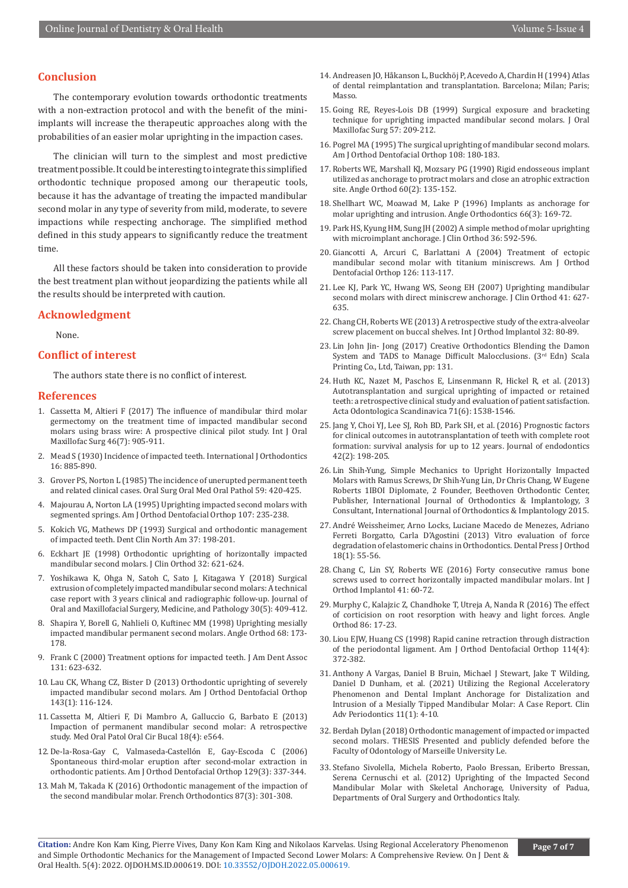## Conclusion

The contemporary evolution towards orthodontic treatments with a non-extraction protocol and with the benefit of the mini-implants will increase the therapeutic approaches along with the probabilities of an easier molar uprighting in the impaction cases.

The clinician will turn to the simplest and most predictive treatment possible. It could be interesting to integrate this simplified orthodontic technique proposed among our therapeutic tools, because it has the advantage of treating the impacted mandibular second molar in any type of severity from mild, moderate, to severe impactions while respecting anchorage. The simplified method defined in this study appears to significantly reduce the treatment time.

All these factors should be taken into consideration to provide the best treatment plan without jeopardizing the patients while all the results should be interpreted with caution.

## Acknowledgment

None.

## Conflict of interest

The authors state there is no conflict of interest.

## References

1. Cassetta M, Altieri F (2017) The influence of mandibular third molar germectomy on the treatment time of impacted mandibular second molars using brass wire: A prospective clinical pilot study. Int J Oral Maxillofac Surg 46(7): 905-911.
2. Mead S (1930) Incidence of impacted teeth. International J Orthodontics 16: 885-890.
3. Grover PS, Norton L (1985) The incidence of unerupted permanent teeth and related clinical cases. Oral Surg Oral Med Oral Pathol 59: 420-425.
4. Majourau A, Norton LA (1995) Uprighting impacted second molars with segmented springs. Am J Orthod Dentofacial Orthop 107: 235-238.
5. Kokich VG, Mathews DP (1993) Surgical and orthodontic management of impacted teeth. Dent Clin North Am 37: 198-201.
6. Eckhart JE (1998) Orthodontic uprighting of horizontally impacted mandibular second molars. J Clin Orthod 32: 621-624.
7. Yoshikawa K, Ohga N, Satoh C, Sato J, Kitagawa Y (2018) Surgical extrusion of completely impacted mandibular second molars: A technical case report with 3 years clinical and radiographic follow-up. Journal of Oral and Maxillofacial Surgery, Medicine, and Pathology 30(5): 409-412.
8. Shapira Y, Borell G, Nahlieli O, Kuftinec MM (1998) Uprighting mesially impacted mandibular permanent second molars. Angle Orthod 68: 173-178.
9. Frank C (2000) Treatment options for impacted teeth. J Am Dent Assoc 131: 623-632.
10. Lau CK, Whang CZ, Bister D (2013) Orthodontic uprighting of severely impacted mandibular second molars. Am J Orthod Dentofacial Orthop 143(1): 116-124.
11. Cassetta M, Altieri F, Di Mambro A, Galluccio G, Barbato E (2013) Impaction of permanent mandibular second molar: A retrospective study. Med Oral Patol Oral Cir Bucal 18(4): e564.
12. De-la-Rosa-Gay C, Valmaseda-Castellón E, Gay-Escoda C (2006) Spontaneous third-molar eruption after second-molar extraction in orthodontic patients. Am J Orthod Dentofacial Orthop 129(3): 337-344.
13. Mah M, Takada K (2016) Orthodontic management of the impaction of the second mandibular molar. French Orthodontics 87(3): 301-308.
14. Andreasen JO, Håkanson L, Buckhöj P, Acevedo A, Chardin H (1994) Atlas of dental reimplantation and transplantation. Barcelona; Milan; Paris; Masso.
15. Going RE, Reyes-Lois DB (1999) Surgical exposure and bracketing technique for uprighting impacted mandibular second molars. J Oral Maxillofac Surg 57: 209-212.
16. Pogrel MA (1995) The surgical uprighting of mandibular second molars. Am J Orthod Dentofacial Orthop 108: 180-183.
17. Roberts WE, Marshall KJ, Mozsary PG (1990) Rigid endosseous implant utilized as anchorage to protract molars and close an atrophic extraction site. Angle Orthod 60(2): 135-152.
18. Shellhart WC, Moawad M, Lake P (1996) Implants as anchorage for molar uprighting and intrusion. Angle Orthodontics 66(3): 169-72.
19. Park HS, Kyung HM, Sung JH (2002) A simple method of molar uprighting with microimplant anchorage. J Clin Orthod 36: 592-596.
20. Giancotti A, Arcuri C, Barlattani A (2004) Treatment of ectopic mandibular second molar with titanium miniscrews. Am J Orthod Dentofacial Orthop 126: 113-117.
21. Lee KJ, Park YC, Hwang WS, Seong EH (2007) Uprighting mandibular second molars with direct miniscrew anchorage. J Clin Orthod 41: 627-635.
22. Chang CH, Roberts WE (2013) A retrospective study of the extra-alveolar screw placement on buccal shelves. Int J Orthod Implantol 32: 80-89.
23. Lin John Jin- Jong (2017) Creative Orthodontics Blending the Damon System and TADS to Manage Difficult Malocclusions. (3rd Edn) Scala Printing Co., Ltd, Taiwan, pp: 131.
24. Huth KC, Nazet M, Paschos E, Linsenmann R, Hickel R, et al. (2013) Autotransplantation and surgical uprighting of impacted or retained teeth: a retrospective clinical study and evaluation of patient satisfaction. Acta Odontologica Scandinavica 71(6): 1538-1546.
25. Jang Y, Choi YJ, Lee SJ, Roh BD, Park SH, et al. (2016) Prognostic factors for clinical outcomes in autotransplantation of teeth with complete root formation: survival analysis for up to 12 years. Journal of endodontics 42(2): 198-205.
26. Lin Shih-Yung, Simple Mechanics to Upright Horizontally Impacted Molars with Ramus Screws, Dr Shih-Yung Lin, Dr Chris Chang, W Eugene Roberts 1IBOI Diplomate, 2 Founder, Beethoven Orthodontic Center, Publisher, International Journal of Orthodontics & Implantology, 3 Consultant, International Journal of Orthodontics & Implantology 2015.
27. André Weissheimer, Arno Locks, Luciane Macedo de Menezes, Adriano Ferreti Borgatto, Carla D'Agostini (2013) Vitro evaluation of force degradation of elastomeric chains in Orthodontics. Dental Press J Orthod 18(1): 55-56.
28. Chang C, Lin SY, Roberts WE (2016) Forty consecutive ramus bone screws used to correct horizontally impacted mandibular molars. Int J Orthod Implantol 41: 60-72.
29. Murphy C, Kalajzic Z, Chandhoke T, Utreja A, Nanda R (2016) The effect of corticision on root resorption with heavy and light forces. Angle Orthod 86: 17-23.
30. Liou EJW, Huang CS (1998) Rapid canine retraction through distraction of the periodontal ligament. Am J Orthod Dentofacial Orthop 114(4): 372-382.
31. Anthony A Vargas, Daniel B Bruin, Michael J Stewart, Jake T Wilding, Daniel D Dunham, et al. (2021) Utilizing the Regional Acceleratory Phenomenon and Dental Implant Anchorage for Distalization and Intrusion of a Mesially Tipped Mandibular Molar: A Case Report. Clin Adv Periodontics 11(1): 4-10.
32. Berdah Dylan (2018) Orthodontic management of impacted or impacted second molars. THESIS Presented and publicly defended before the Faculty of Odontology of Marseille University Le.
33. Stefano Sivolella, Michela Roberto, Paolo Bressan, Eriberto Bressan, Serena Cernuschi et al. (2012) Uprighting of the Impacted Second Mandibular Molar with Skeletal Anchorage, University of Padua, Departments of Oral Surgery and Orthodontics Italy.